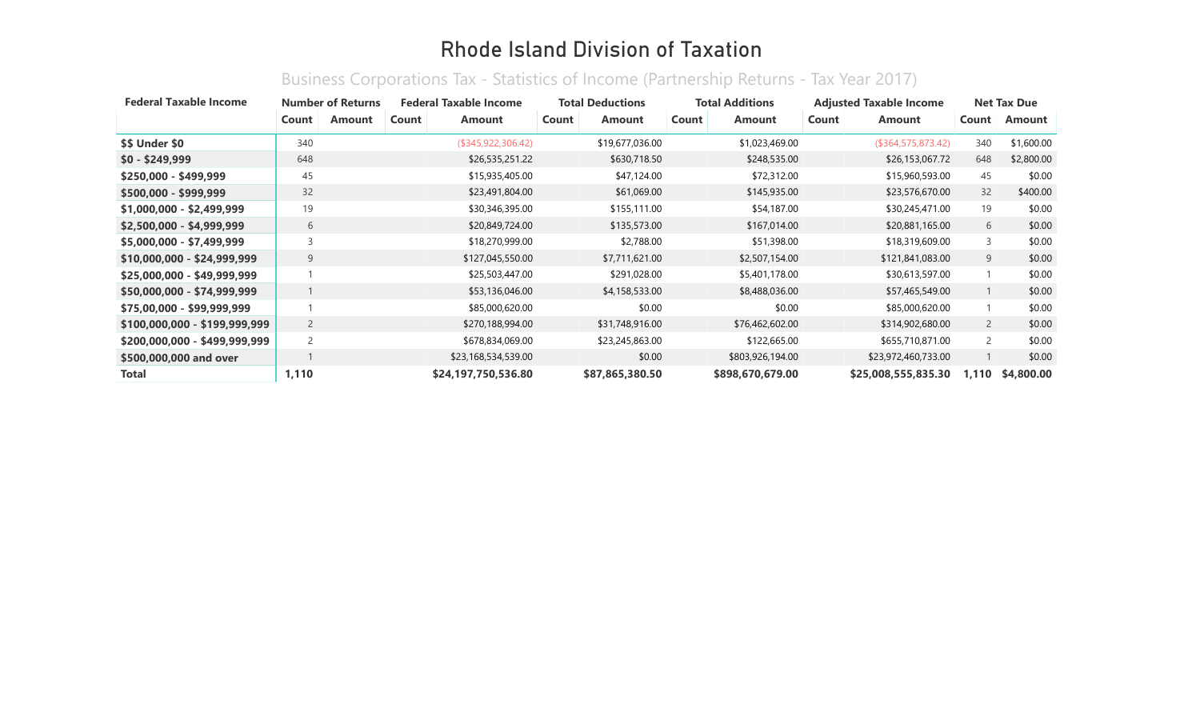# Rhode Island Division of Taxation

## Business Corporations Tax - Statistics of Income (Partnership Returns - Tax Year 2017)

| Federal Taxable Income | Number of Returns | | Federal Taxable Income | | Total Deductions | | Total Additions | | Adjusted Taxable Income | | Net Tax Due | |
|---|---|---|---|---|---|---|---|---|---|---|---|---|
| | Count | Amount | Count | Amount | Count | Amount | Count | Amount | Count | Amount | Count | Amount |
| **$$ Under $0** | 340 | | | ($345,922,306.42) | | $19,677,036.00 | | $1,023,469.00 | | ($364,575,873.42) | 340 | $1,600.00 |
| **$0 - $249,999** | 648 | | | $26,535,251.22 | | $630,718.50 | | $248,535.00 | | $26,153,067.72 | 648 | $2,800.00 |
| **$250,000 - $499,999** | 45 | | | $15,935,405.00 | | $47,124.00 | | $72,312.00 | | $15,960,593.00 | 45 | $0.00 |
| **$500,000 - $999,999** | 32 | | | $23,491,804.00 | | $61,069.00 | | $145,935.00 | | $23,576,670.00 | 32 | $400.00 |
| **$1,000,000 - $2,499,999** | 19 | | | $30,346,395.00 | | $155,111.00 | | $54,187.00 | | $30,245,471.00 | 19 | $0.00 |
| **$2,500,000 - $4,999,999** | 6 | | | $20,849,724.00 | | $135,573.00 | | $167,014.00 | | $20,881,165.00 | 6 | $0.00 |
| **$5,000,000 - $7,499,999** | 3 | | | $18,270,999.00 | | $2,788.00 | | $51,398.00 | | $18,319,609.00 | 3 | $0.00 |
| **$10,000,000 - $24,999,999** | 9 | | | $127,045,550.00 | | $7,711,621.00 | | $2,507,154.00 | | $121,841,083.00 | 9 | $0.00 |
| **$25,000,000 - $49,999,999** | 1 | | | $25,503,447.00 | | $291,028.00 | | $5,401,178.00 | | $30,613,597.00 | 1 | $0.00 |
| **$50,000,000 - $74,999,999** | 1 | | | $53,136,046.00 | | $4,158,533.00 | | $8,488,036.00 | | $57,465,549.00 | 1 | $0.00 |
| **$75,00,000 - $99,999,999** | 1 | | | $85,000,620.00 | | $0.00 | | $0.00 | | $85,000,620.00 | 1 | $0.00 |
| **$100,000,000 - $199,999,999** | 2 | | | $270,188,994.00 | | $31,748,916.00 | | $76,462,602.00 | | $314,902,680.00 | 2 | $0.00 |
| **$200,000,000 - $499,999,999** | 2 | | | $678,834,069.00 | | $23,245,863.00 | | $122,665.00 | | $655,710,871.00 | 2 | $0.00 |
| **$500,000,000 and over** | 1 | | | $23,168,534,539.00 | | $0.00 | | $803,926,194.00 | | $23,972,460,733.00 | 1 | $0.00 |
| **Total** | **1,110** | | | **$24,197,750,536.80** | | **$87,865,380.50** | | **$898,670,679.00** | | **$25,008,555,835.30** | **1,110** | **$4,800.00** |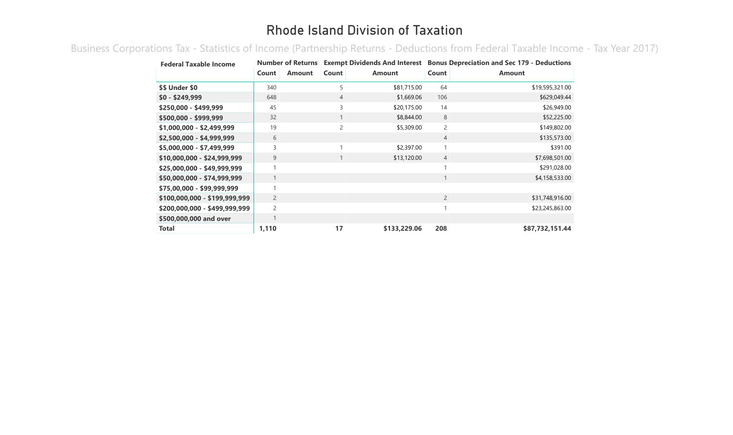# Rhode Island Division of Taxation

## Business Corporations Tax - Statistics of Income (Partnership Returns - Deductions from Federal Taxable Income - Tax Year 2017)

| Federal Taxable Income | Number of Returns | | Exempt Dividends And Interest | | Bonus Depreciation and Sec 179 - Deductions | |
|---|---|---|---|---|---|---|
| | Count | Amount | Count | Amount | Count | Amount |
| $$ Under $0 | 340 | | 5 | $81,715.00 | 64 | $19,595,321.00 |
| $0 - $249,999 | 648 | | 4 | $1,669.06 | 106 | $629,049.44 |
| $250,000 - $499,999 | 45 | | 3 | $20,175.00 | 14 | $26,949.00 |
| $500,000 - $999,999 | 32 | | 1 | $8,844.00 | 8 | $52,225.00 |
| $1,000,000 - $2,499,999 | 19 | | 2 | $5,309.00 | 2 | $149,802.00 |
| $2,500,000 - $4,999,999 | 6 | | | | 4 | $135,573.00 |
| $5,000,000 - $7,499,999 | 3 | | 1 | $2,397.00 | 1 | $391.00 |
| $10,000,000 - $24,999,999 | 9 | | 1 | $13,120.00 | 4 | $7,698,501.00 |
| $25,000,000 - $49,999,999 | 1 | | | | 1 | $291,028.00 |
| $50,000,000 - $74,999,999 | 1 | | | | 1 | $4,158,533.00 |
| $75,00,000 - $99,999,999 | 1 | | | | | |
| $100,000,000 - $199,999,999 | 2 | | | | 2 | $31,748,916.00 |
| $200,000,000 - $499,999,999 | 2 | | | | 1 | $23,245,863.00 |
| $500,000,000 and over | 1 | | | | | |
| **Total** | **1,110** | | **17** | **$133,229.06** | **208** | **$87,732,151.44** |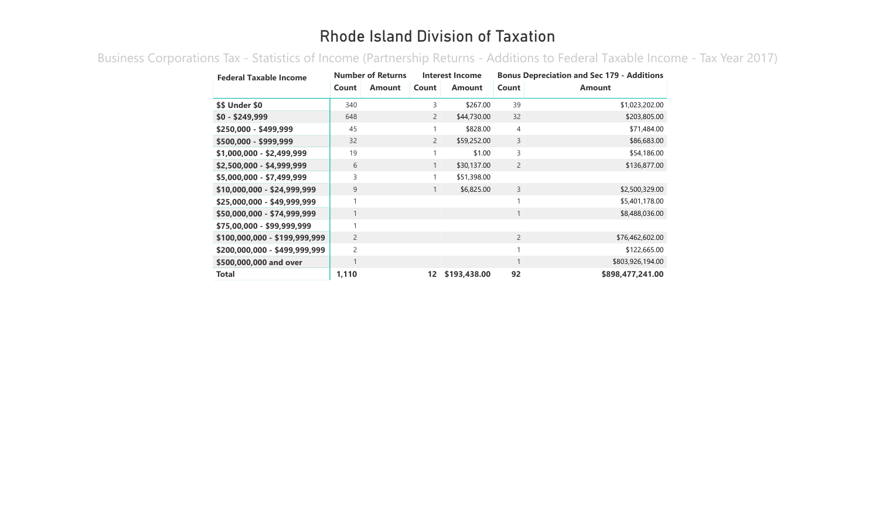# Rhode Island Division of Taxation

## Business Corporations Tax - Statistics of Income (Partnership Returns - Additions to Federal Taxable Income - Tax Year 2017)

| Federal Taxable Income | Number of Returns | | Interest Income | | Bonus Depreciation and Sec 179 - Additions | |
|---|---|---|---|---|---|---|
| | Count | Amount | Count | Amount | Count | Amount |
| $$ Under $0 | 340 | | 3 | $267.00 | 39 | $1,023,202.00 |
| $0 - $249,999 | 648 | | 2 | $44,730.00 | 32 | $203,805.00 |
| $250,000 - $499,999 | 45 | | 1 | $828.00 | 4 | $71,484.00 |
| $500,000 - $999,999 | 32 | | 2 | $59,252.00 | 3 | $86,683.00 |
| $1,000,000 - $2,499,999 | 19 | | 1 | $1.00 | 3 | $54,186.00 |
| $2,500,000 - $4,999,999 | 6 | | 1 | $30,137.00 | 2 | $136,877.00 |
| $5,000,000 - $7,499,999 | 3 | | 1 | $51,398.00 | | |
| $10,000,000 - $24,999,999 | 9 | | 1 | $6,825.00 | 3 | $2,500,329.00 |
| $25,000,000 - $49,999,999 | 1 | | | | 1 | $5,401,178.00 |
| $50,000,000 - $74,999,999 | 1 | | | | 1 | $8,488,036.00 |
| $75,00,000 - $99,999,999 | 1 | | | | | |
| $100,000,000 - $199,999,999 | 2 | | | | 2 | $76,462,602.00 |
| $200,000,000 - $499,999,999 | 2 | | | | 1 | $122,665.00 |
| $500,000,000 and over | 1 | | | | 1 | $803,926,194.00 |
| **Total** | **1,110** | | **12** | **$193,438.00** | **92** | **$898,477,241.00** |